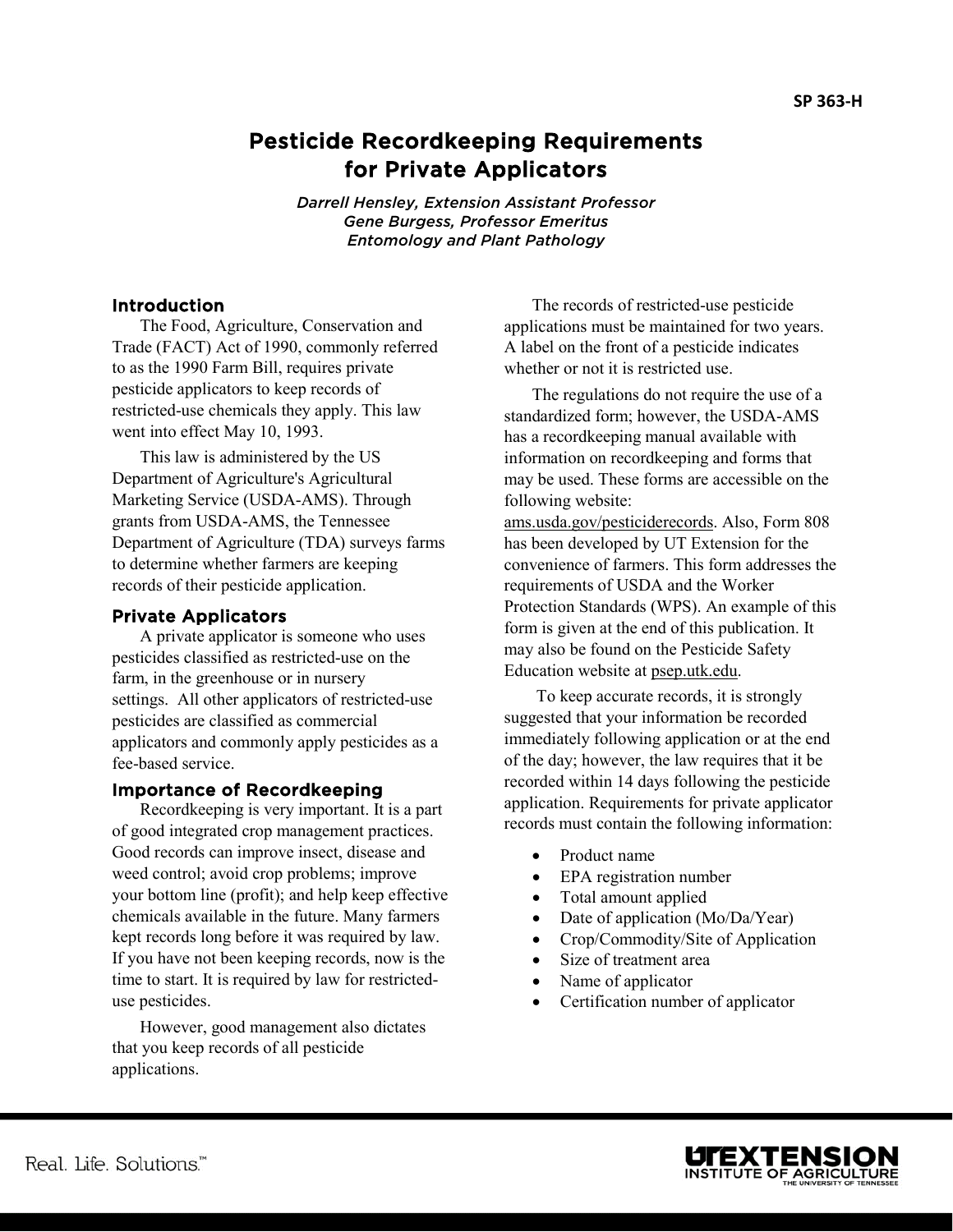SP 363-H

# Pesticide Recordkeeping Requirements for Private Applicators

*Darrell Hensley, Extension Assistant Professor*
*Gene Burgess, Professor Emeritus*
*Entomology and Plant Pathology*

## Introduction

The Food, Agriculture, Conservation and Trade (FACT) Act of 1990, commonly referred to as the 1990 Farm Bill, requires private pesticide applicators to keep records of restricted-use chemicals they apply. This law went into effect May 10, 1993.

This law is administered by the US Department of Agriculture's Agricultural Marketing Service (USDA-AMS). Through grants from USDA-AMS, the Tennessee Department of Agriculture (TDA) surveys farms to determine whether farmers are keeping records of their pesticide application.

## Private Applicators

A private applicator is someone who uses pesticides classified as restricted-use on the farm, in the greenhouse or in nursery settings. All other applicators of restricted-use pesticides are classified as commercial applicators and commonly apply pesticides as a fee-based service.

## Importance of Recordkeeping

Recordkeeping is very important. It is a part of good integrated crop management practices. Good records can improve insect, disease and weed control; avoid crop problems; improve your bottom line (profit); and help keep effective chemicals available in the future. Many farmers kept records long before it was required by law. If you have not been keeping records, now is the time to start. It is required by law for restricted-use pesticides.

However, good management also dictates that you keep records of all pesticide applications.

The records of restricted-use pesticide applications must be maintained for two years. A label on the front of a pesticide indicates whether or not it is restricted use.

The regulations do not require the use of a standardized form; however, the USDA-AMS has a recordkeeping manual available with information on recordkeeping and forms that may be used. These forms are accessible on the following website: ams.usda.gov/pesticiderecords. Also, Form 808 has been developed by UT Extension for the convenience of farmers. This form addresses the requirements of USDA and the Worker Protection Standards (WPS). An example of this form is given at the end of this publication. It may also be found on the Pesticide Safety Education website at psep.utk.edu.

To keep accurate records, it is strongly suggested that your information be recorded immediately following application or at the end of the day; however, the law requires that it be recorded within 14 days following the pesticide application. Requirements for private applicator records must contain the following information:

- Product name
- EPA registration number
- Total amount applied
- Date of application (Mo/Da/Year)
- Crop/Commodity/Site of Application
- Size of treatment area
- Name of applicator
- Certification number of applicator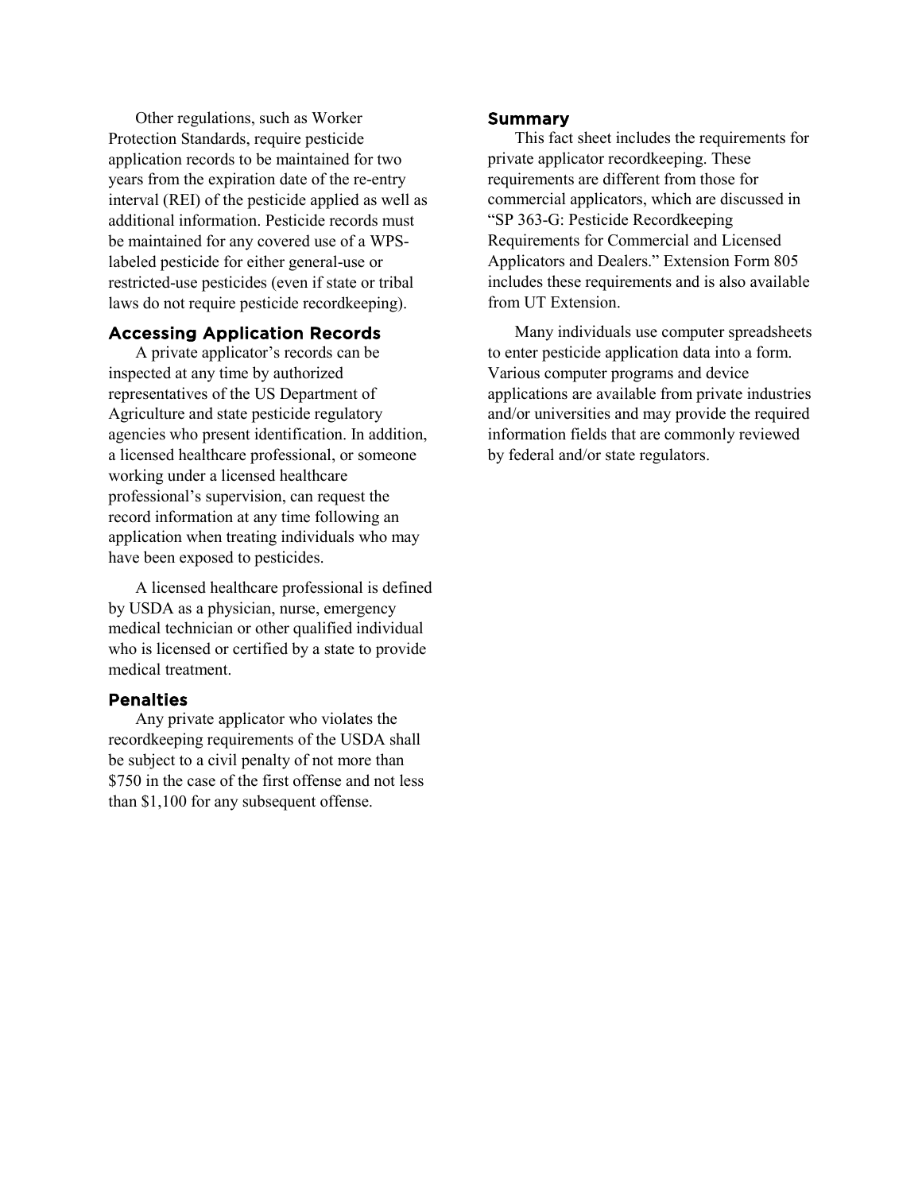Other regulations, such as Worker Protection Standards, require pesticide application records to be maintained for two years from the expiration date of the re-entry interval (REI) of the pesticide applied as well as additional information. Pesticide records must be maintained for any covered use of a WPS-labeled pesticide for either general-use or restricted-use pesticides (even if state or tribal laws do not require pesticide recordkeeping).

## Accessing Application Records

A private applicator's records can be inspected at any time by authorized representatives of the US Department of Agriculture and state pesticide regulatory agencies who present identification. In addition, a licensed healthcare professional, or someone working under a licensed healthcare professional's supervision, can request the record information at any time following an application when treating individuals who may have been exposed to pesticides.

A licensed healthcare professional is defined by USDA as a physician, nurse, emergency medical technician or other qualified individual who is licensed or certified by a state to provide medical treatment.

## Penalties

Any private applicator who violates the recordkeeping requirements of the USDA shall be subject to a civil penalty of not more than $750 in the case of the first offense and not less than $1,100 for any subsequent offense.

## Summary

This fact sheet includes the requirements for private applicator recordkeeping. These requirements are different from those for commercial applicators, which are discussed in "SP 363-G: Pesticide Recordkeeping Requirements for Commercial and Licensed Applicators and Dealers." Extension Form 805 includes these requirements and is also available from UT Extension.

Many individuals use computer spreadsheets to enter pesticide application data into a form. Various computer programs and device applications are available from private industries and/or universities and may provide the required information fields that are commonly reviewed by federal and/or state regulators.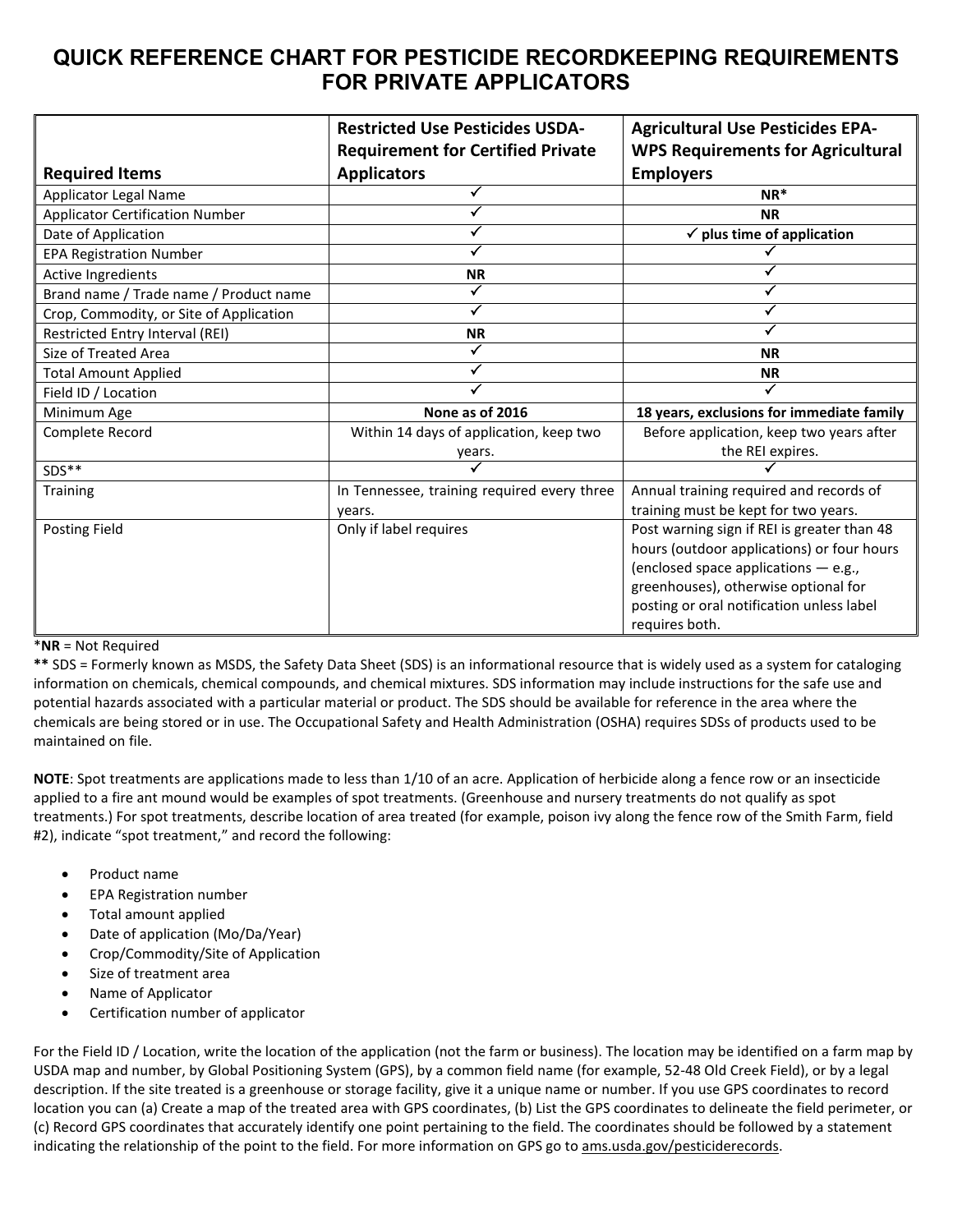# QUICK REFERENCE CHART FOR PESTICIDE RECORDKEEPING REQUIREMENTS FOR PRIVATE APPLICATORS

| Required Items | Restricted Use Pesticides USDA-Requirement for Certified Private Applicators | Agricultural Use Pesticides EPA-WPS Requirements for Agricultural Employers |
|---|---|---|
| Applicator Legal Name | ✓ | **NR*** |
| Applicator Certification Number | ✓ | **NR** |
| Date of Application | ✓ | **✓ plus time of application** |
| EPA Registration Number | ✓ | ✓ |
| Active Ingredients | **NR** | ✓ |
| Brand name / Trade name / Product name | ✓ | ✓ |
| Crop, Commodity, or Site of Application | ✓ | ✓ |
| Restricted Entry Interval (REI) | **NR** | ✓ |
| Size of Treated Area | ✓ | **NR** |
| Total Amount Applied | ✓ | **NR** |
| Field ID / Location | ✓ | ✓ |
| Minimum Age | **None as of 2016** | **18 years, exclusions for immediate family** |
| Complete Record | Within 14 days of application, keep two years. | Before application, keep two years after the REI expires. |
| SDS** | ✓ | ✓ |
| Training | In Tennessee, training required every three years. | Annual training required and records of training must be kept for two years. |
| Posting Field | Only if label requires | Post warning sign if REI is greater than 48 hours (outdoor applications) or four hours (enclosed space applications — e.g., greenhouses), otherwise optional for posting or oral notification unless label requires both. |

*__NR__ = Not Required

**\*\*** SDS = Formerly known as MSDS, the Safety Data Sheet (SDS) is an informational resource that is widely used as a system for cataloging information on chemicals, chemical compounds, and chemical mixtures. SDS information may include instructions for the safe use and potential hazards associated with a particular material or product. The SDS should be available for reference in the area where the chemicals are being stored or in use. The Occupational Safety and Health Administration (OSHA) requires SDSs of products used to be maintained on file.

**NOTE**: Spot treatments are applications made to less than 1/10 of an acre. Application of herbicide along a fence row or an insecticide applied to a fire ant mound would be examples of spot treatments. (Greenhouse and nursery treatments do not qualify as spot treatments.) For spot treatments, describe location of area treated (for example, poison ivy along the fence row of the Smith Farm, field #2), indicate "spot treatment," and record the following:

- Product name
- EPA Registration number
- Total amount applied
- Date of application (Mo/Da/Year)
- Crop/Commodity/Site of Application
- Size of treatment area
- Name of Applicator
- Certification number of applicator

For the Field ID / Location, write the location of the application (not the farm or business). The location may be identified on a farm map by USDA map and number, by Global Positioning System (GPS), by a common field name (for example, 52-48 Old Creek Field), or by a legal description. If the site treated is a greenhouse or storage facility, give it a unique name or number. If you use GPS coordinates to record location you can (a) Create a map of the treated area with GPS coordinates, (b) List the GPS coordinates to delineate the field perimeter, or (c) Record GPS coordinates that accurately identify one point pertaining to the field. The coordinates should be followed by a statement indicating the relationship of the point to the field. For more information on GPS go to ams.usda.gov/pesticiderecords.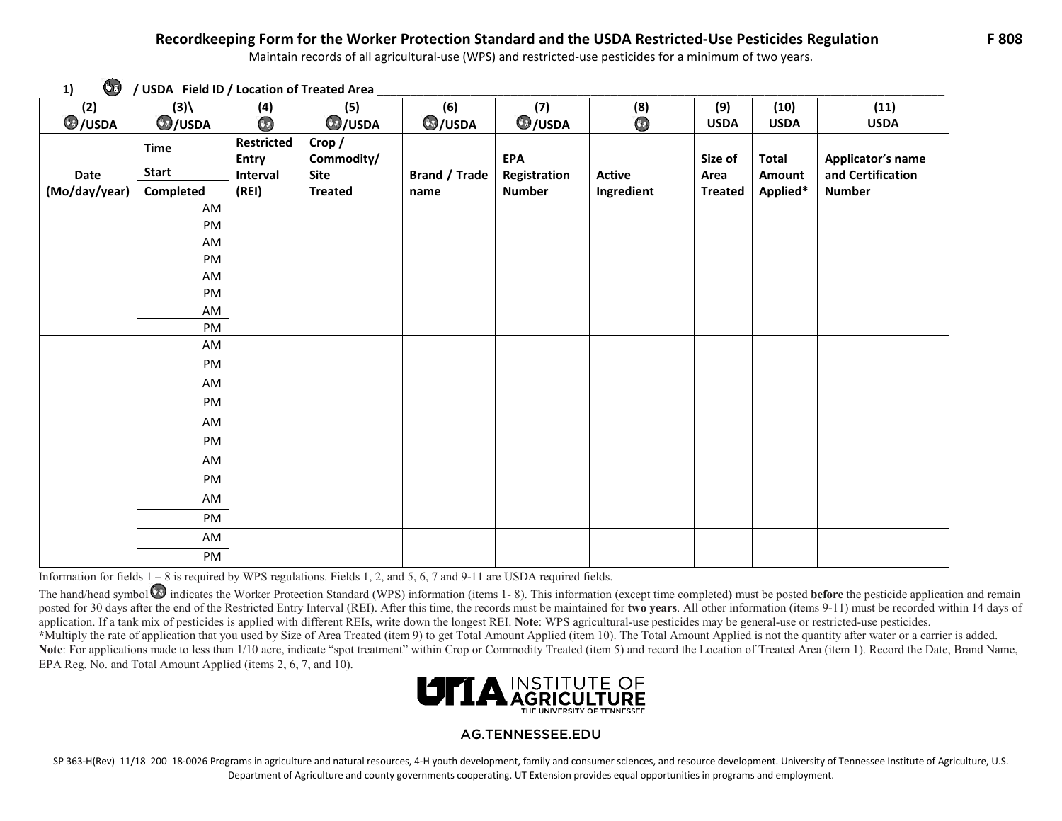**Recordkeeping Form for the Worker Protection Standard and the USDA Restricted-Use Pesticides Regulation** **F 808**

Maintain records of all agricultural-use (WPS) and restricted-use pesticides for a minimum of two years.

1) / USDA Field ID / Location of Treated Area ____________________________________________

| (2) /USDA | (3) /USDA | (4) | (5) /USDA | (6) /USDA | (7) /USDA | (8) | (9) USDA | (10) USDA | (11) USDA |
|---|---|---|---|---|---|---|---|---|---|
| Date (Mo/day/year) | Time Start Completed | Restricted Entry Interval (REI) | Crop / Commodity/ Site Treated | Brand / Trade name | EPA Registration Number | Active Ingredient | Size of Area Treated | Total Amount Applied* | Applicator's name and Certification Number |
| | AM | | | | | | | | |
| | PM | | | | | | | | |
| | AM | | | | | | | | |
| | PM | | | | | | | | |
| | AM | | | | | | | | |
| | PM | | | | | | | | |
| | AM | | | | | | | | |
| | PM | | | | | | | | |
| | AM | | | | | | | | |
| | PM | | | | | | | | |
| | AM | | | | | | | | |
| | PM | | | | | | | | |
| | AM | | | | | | | | |
| | PM | | | | | | | | |
| | AM | | | | | | | | |
| | PM | | | | | | | | |
| | AM | | | | | | | | |
| | PM | | | | | | | | |
| | AM | | | | | | | | |
| | PM | | | | | | | | |

Information for fields 1 – 8 is required by WPS regulations. Fields 1, 2, and 5, 6, 7 and 9-11 are USDA required fields.

The hand/head symbol indicates the Worker Protection Standard (WPS) information (items 1- 8). This information (except time completed**)** must be posted **before** the pesticide application and remain posted for 30 days after the end of the Restricted Entry Interval (REI). After this time, the records must be maintained for **two years**. All other information (items 9-11) must be recorded within 14 days of application. If a tank mix of pesticides is applied with different REIs, write down the longest REI. **Note**: WPS agricultural-use pesticides may be general-use or restricted-use pesticides.

***** Multiply the rate of application that you used by Size of Area Treated (item 9) to get Total Amount Applied (item 10). The Total Amount Applied is not the quantity after water or a carrier is added.

**Note**: For applications made to less than 1/10 acre, indicate "spot treatment" within Crop or Commodity Treated (item 5) and record the Location of Treated Area (item 1). Record the Date, Brand Name, EPA Reg. No. and Total Amount Applied (items 2, 6, 7, and 10).

UTIA INSTITUTE OF AGRICULTURE THE UNIVERSITY OF TENNESSEE

AG.TENNESSEE.EDU

SP 363-H(Rev) 11/18 200 18-0026 Programs in agriculture and natural resources, 4-H youth development, family and consumer sciences, and resource development. University of Tennessee Institute of Agriculture, U.S. Department of Agriculture and county governments cooperating. UT Extension provides equal opportunities in programs and employment.